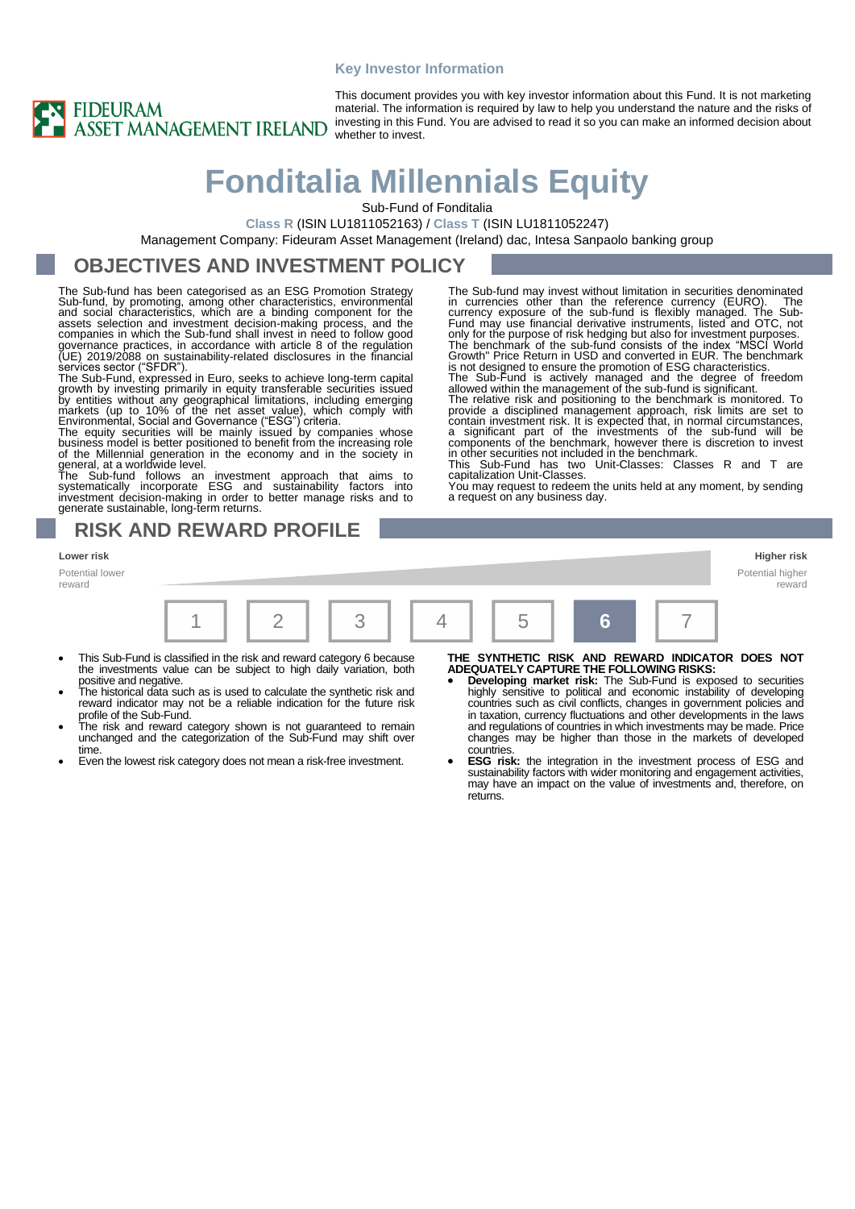**Key Investor Information**

FIDEURAM ASSET MANAGEMENT IRELAND

This document provides you with key investor information about this Fund. It is not marketing material. The information is required by law to help you understand the nature and the risks of investing in this Fund. You are advised to read it so you can make an informed decision about whether to invest.

# Fonditalia Millennials Equity

Sub-Fund of Fonditalia

**Class R** (ISIN LU1811052163) / **Class T** (ISIN LU1811052247)

Management Company: Fideuram Asset Management (Ireland) dac, Intesa Sanpaolo banking group

## OBJECTIVES AND INVESTMENT POLICY

The Sub-fund has been categorised as an ESG Promotion Strategy Sub-fund, by promoting, among other characteristics, environmental and social characteristics, which are a binding component for the assets selection and investment decision-making process, and the companies in which the Sub-fund shall invest in need to follow good governance practices, in accordance with article 8 of the regulation (UE) 2019/2088 on sustainability-related disclosures in the financial services sector ("SFDR").

The Sub-Fund, expressed in Euro, seeks to achieve long-term capital growth by investing primarily in equity transferable securities issued by entities without any geographical limitations, including emerging markets (up to 10% of the net asset value), which comply with Environmental, Social and Governance ("ESG") criteria.

The equity securities will be mainly issued by companies whose business model is better positioned to benefit from the increasing role of the Millennial generation in the economy and in the society in general, at a worldwide level.

The Sub-fund follows an investment approach that aims to systematically incorporate ESG and sustainability factors into investment decision-making in order to better manage risks and to generate sustainable, long-term returns.

The Sub-fund may invest without limitation in securities denominated in currencies other than the reference currency (EURO). The currency exposure of the sub-fund is flexibly managed. The Sub-Fund may use financial derivative instruments, listed and OTC, not only for the purpose of risk hedging but also for investment purposes.

The benchmark of the sub-fund consists of the index "MSCI World Growth" Price Return in USD and converted in EUR. The benchmark is not designed to ensure the promotion of ESG characteristics.

The Sub-Fund is actively managed and the degree of freedom allowed within the management of the sub-fund is significant.

The relative risk and positioning to the benchmark is monitored. To provide a disciplined management approach, risk limits are set to contain investment risk. It is expected that, in normal circumstances, a significant part of the investments of the sub-fund will be components of the benchmark, however there is discretion to invest in other securities not included in the benchmark.

This Sub-Fund has two Unit-Classes: Classes R and T are capitalization Unit-Classes.

You may request to redeem the units held at any moment, by sending a request on any business day.

## RISK AND REWARD PROFILE

| **Lower risk** Potential lower reward | | | | | | **Higher risk** Potential higher reward |
|---|---|---|---|---|---|---|
| 1 | 2 | 3 | 4 | 5 | **6** | 7 |

- This Sub-Fund is classified in the risk and reward category 6 because the investments value can be subject to high daily variation, both positive and negative.
- The historical data such as is used to calculate the synthetic risk and reward indicator may not be a reliable indication for the future risk profile of the Sub-Fund.
- The risk and reward category shown is not guaranteed to remain unchanged and the categorization of the Sub-Fund may shift over time.
- Even the lowest risk category does not mean a risk-free investment.

**THE SYNTHETIC RISK AND REWARD INDICATOR DOES NOT ADEQUATELY CAPTURE THE FOLLOWING RISKS:**

- **Developing market risk:** The Sub-Fund is exposed to securities highly sensitive to political and economic instability of developing countries such as civil conflicts, changes in government policies and in taxation, currency fluctuations and other developments in the laws and regulations of countries in which investments may be made. Price changes may be higher than those in the markets of developed countries.
- **ESG risk:** the integration in the investment process of ESG and sustainability factors with wider monitoring and engagement activities, may have an impact on the value of investments and, therefore, on returns.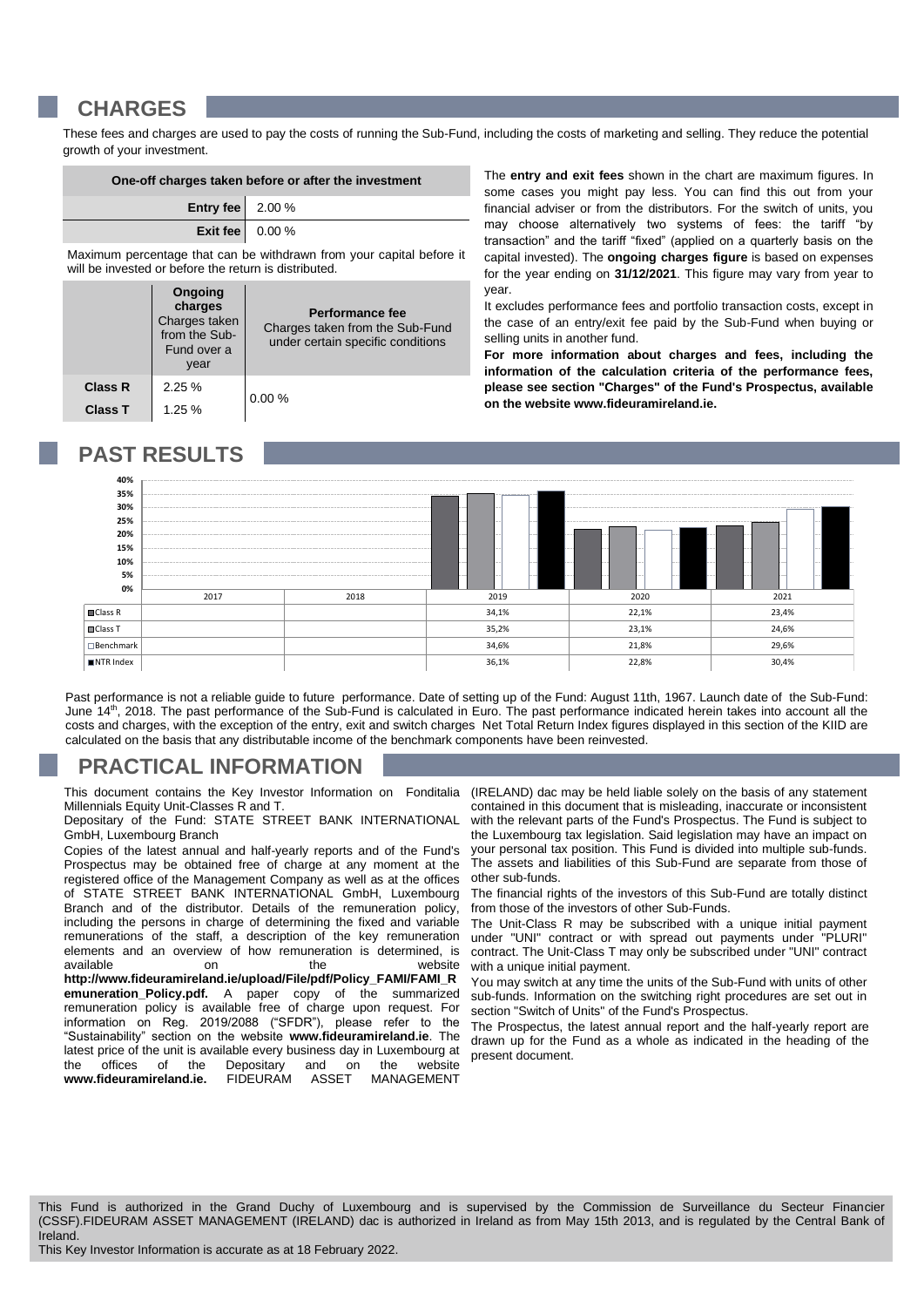## CHARGES

These fees and charges are used to pay the costs of running the Sub-Fund, including the costs of marketing and selling. They reduce the potential growth of your investment.

| One-off charges taken before or after the investment | |
|---|---|
| **Entry fee** | 2.00 % |
| **Exit fee** | 0.00 % |

Maximum percentage that can be withdrawn from your capital before it will be invested or before the return is distributed.

| | **Ongoing charges** Charges taken from the Sub-Fund over a year | **Performance fee** Charges taken from the Sub-Fund under certain specific conditions |
|---|---|---|
| **Class R** | 2.25 % | 0.00 % |
| **Class T** | 1.25 % | |

The **entry and exit fees** shown in the chart are maximum figures. In some cases you might pay less. You can find this out from your financial adviser or from the distributors. For the switch of units, you may choose alternatively two systems of fees: the tariff "by transaction" and the tariff "fixed" (applied on a quarterly basis on the capital invested). The **ongoing charges figure** is based on expenses for the year ending on **31/12/2021**. This figure may vary from year to year.

It excludes performance fees and portfolio transaction costs, except in the case of an entry/exit fee paid by the Sub-Fund when buying or selling units in another fund.

**For more information about charges and fees, including the information of the calculation criteria of the performance fees, please see section "Charges" of the Fund's Prospectus, available on the website www.fideuramireland.ie.**

## PAST RESULTS

40%
35%
30%
25%
20%
15%
10%
5%
0%

2017 2018 2019 2020 2021

Class R: 34,1% 22,1% 23,4%
Class T: 35,2% 23,1% 24,6%
Benchmark: 34,6% 21,8% 29,6%
NTR Index: 36,1% 22,8% 30,4%

Past performance is not a reliable guide to future performance. Date of setting up of the Fund: August 11th, 1967. Launch date of the Sub-Fund: June 14th, 2018. The past performance of the Sub-Fund is calculated in Euro. The past performance indicated herein takes into account all the costs and charges, with the exception of the entry, exit and switch charges Net Total Return Index figures displayed in this section of the KIID are calculated on the basis that any distributable income of the benchmark components have been reinvested.

## PRACTICAL INFORMATION

This document contains the Key Investor Information on Fonditalia Millennials Equity Unit-Classes R and T.

Depositary of the Fund: STATE STREET BANK INTERNATIONAL GmbH, Luxembourg Branch

Copies of the latest annual and half-yearly reports and of the Fund's Prospectus may be obtained free of charge at any moment at the registered office of the Management Company as well as at the offices of STATE STREET BANK INTERNATIONAL GmbH, Luxembourg Branch and of the distributor. Details of the remuneration policy, including the persons in charge of determining the fixed and variable remunerations of the staff, a description of the key remuneration elements and an overview of how remuneration is determined, is available on the website **http://www.fideuramireland.ie/upload/File/pdf/Policy_FAMI/FAMI_Remuneration_Policy.pdf.** A paper copy of the summarized remuneration policy is available free of charge upon request. For information on Reg. 2019/2088 ("SFDR"), please refer to the "Sustainability" section on the website **www.fideuramireland.ie**. The latest price of the unit is available every business day in Luxembourg at the offices of the Depositary and on the website **www.fideuramireland.ie.** FIDEURAM ASSET MANAGEMENT (IRELAND) dac may be held liable solely on the basis of any statement contained in this document that is misleading, inaccurate or inconsistent with the relevant parts of the Fund's Prospectus. The Fund is subject to the Luxembourg tax legislation. Said legislation may have an impact on your personal tax position. This Fund is divided into multiple sub-funds. The assets and liabilities of this Sub-Fund are separate from those of other sub-funds.

The financial rights of the investors of this Sub-Fund are totally distinct from those of the investors of other Sub-Funds.

The Unit-Class R may be subscribed with a unique initial payment under "UNI" contract or with spread out payments under "PLURI" contract. The Unit-Class T may only be subscribed under "UNI" contract with a unique initial payment.

You may switch at any time the units of the Sub-Fund with units of other sub-funds. Information on the switching right procedures are set out in section "Switch of Units" of the Fund's Prospectus.

The Prospectus, the latest annual report and the half-yearly report are drawn up for the Fund as a whole as indicated in the heading of the present document.

This Fund is authorized in the Grand Duchy of Luxembourg and is supervised by the Commission de Surveillance du Secteur Financier (CSSF).FIDEURAM ASSET MANAGEMENT (IRELAND) dac is authorized in Ireland as from May 15th 2013, and is regulated by the Central Bank of Ireland.

This Key Investor Information is accurate as at 18 February 2022.